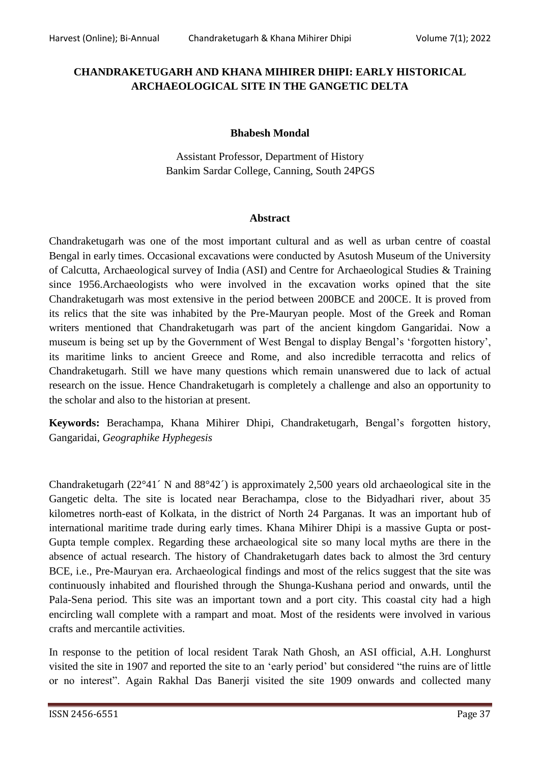# CHANDRAKETUGARH AND KHANA MIHIRER DHIPI: EARLY HISTORICAL ARCHAEOLOGICAL SITE IN THE GANGETIC DELTA

**Bhabesh Mondal**

Assistant Professor, Department of History
Bankim Sardar College, Canning, South 24PGS

## Abstract

Chandraketugarh was one of the most important cultural and as well as urban centre of coastal Bengal in early times. Occasional excavations were conducted by Asutosh Museum of the University of Calcutta, Archaeological survey of India (ASI) and Centre for Archaeological Studies & Training since 1956.Archaeologists who were involved in the excavation works opined that the site Chandraketugarh was most extensive in the period between 200BCE and 200CE. It is proved from its relics that the site was inhabited by the Pre-Mauryan people. Most of the Greek and Roman writers mentioned that Chandraketugarh was part of the ancient kingdom Gangaridai. Now a museum is being set up by the Government of West Bengal to display Bengal's 'forgotten history', its maritime links to ancient Greece and Rome, and also incredible terracotta and relics of Chandraketugarh. Still we have many questions which remain unanswered due to lack of actual research on the issue. Hence Chandraketugarh is completely a challenge and also an opportunity to the scholar and also to the historian at present.

**Keywords:** Berachampa, Khana Mihirer Dhipi, Chandraketugarh, Bengal's forgotten history, Gangaridai, *Geographike Hyphegesis*

Chandraketugarh (22°41´ N and 88°42´) is approximately 2,500 years old archaeological site in the Gangetic delta. The site is located near Berachampa, close to the Bidyadhari river, about 35 kilometres north-east of Kolkata, in the district of North 24 Parganas. It was an important hub of international maritime trade during early times. Khana Mihirer Dhipi is a massive Gupta or post-Gupta temple complex. Regarding these archaeological site so many local myths are there in the absence of actual research. The history of Chandraketugarh dates back to almost the 3rd century BCE, i.e., Pre-Mauryan era. Archaeological findings and most of the relics suggest that the site was continuously inhabited and flourished through the Shunga-Kushana period and onwards, until the Pala-Sena period. This site was an important town and a port city. This coastal city had a high encircling wall complete with a rampart and moat. Most of the residents were involved in various crafts and mercantile activities.

In response to the petition of local resident Tarak Nath Ghosh, an ASI official, A.H. Longhurst visited the site in 1907 and reported the site to an 'early period' but considered "the ruins are of little or no interest". Again Rakhal Das Banerji visited the site 1909 onwards and collected many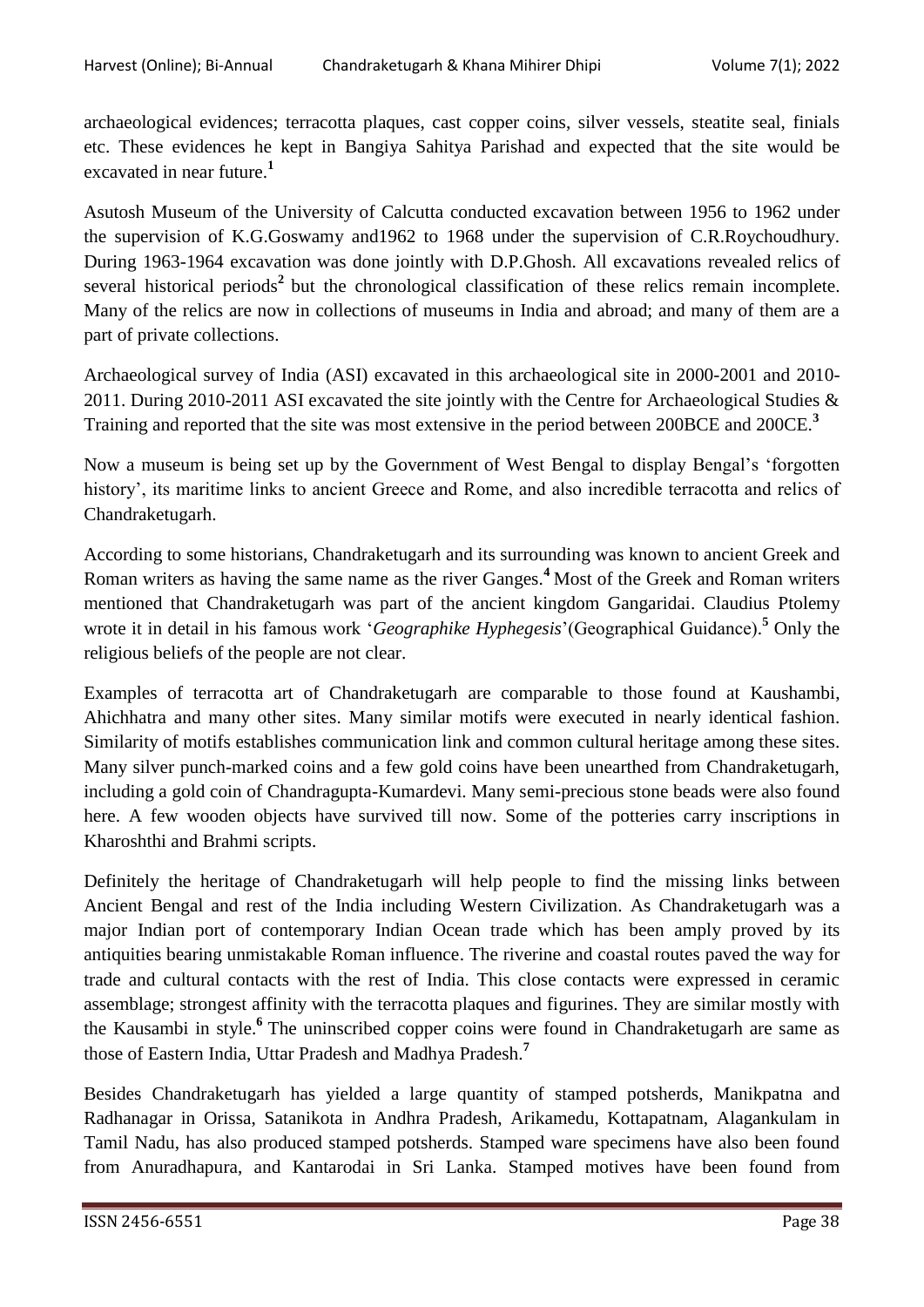archaeological evidences; terracotta plaques, cast copper coins, silver vessels, steatite seal, finials etc. These evidences he kept in Bangiya Sahitya Parishad and expected that the site would be excavated in near future.[1]

Asutosh Museum of the University of Calcutta conducted excavation between 1956 to 1962 under the supervision of K.G.Goswamy and1962 to 1968 under the supervision of C.R.Roychoudhury. During 1963-1964 excavation was done jointly with D.P.Ghosh. All excavations revealed relics of several historical periods[2] but the chronological classification of these relics remain incomplete. Many of the relics are now in collections of museums in India and abroad; and many of them are a part of private collections.

Archaeological survey of India (ASI) excavated in this archaeological site in 2000-2001 and 2010-2011. During 2010-2011 ASI excavated the site jointly with the Centre for Archaeological Studies & Training and reported that the site was most extensive in the period between 200BCE and 200CE.[3]

Now a museum is being set up by the Government of West Bengal to display Bengal's 'forgotten history', its maritime links to ancient Greece and Rome, and also incredible terracotta and relics of Chandraketugarh.

According to some historians, Chandraketugarh and its surrounding was known to ancient Greek and Roman writers as having the same name as the river Ganges.[4] Most of the Greek and Roman writers mentioned that Chandraketugarh was part of the ancient kingdom Gangaridai. Claudius Ptolemy wrote it in detail in his famous work '*Geographike Hyphegesis*'(Geographical Guidance).[5] Only the religious beliefs of the people are not clear.

Examples of terracotta art of Chandraketugarh are comparable to those found at Kaushambi, Ahichhatra and many other sites. Many similar motifs were executed in nearly identical fashion. Similarity of motifs establishes communication link and common cultural heritage among these sites. Many silver punch-marked coins and a few gold coins have been unearthed from Chandraketugarh, including a gold coin of Chandragupta-Kumardevi. Many semi-precious stone beads were also found here. A few wooden objects have survived till now. Some of the potteries carry inscriptions in Kharoshthi and Brahmi scripts.

Definitely the heritage of Chandraketugarh will help people to find the missing links between Ancient Bengal and rest of the India including Western Civilization. As Chandraketugarh was a major Indian port of contemporary Indian Ocean trade which has been amply proved by its antiquities bearing unmistakable Roman influence. The riverine and coastal routes paved the way for trade and cultural contacts with the rest of India. This close contacts were expressed in ceramic assemblage; strongest affinity with the terracotta plaques and figurines. They are similar mostly with the Kausambi in style.[6] The uninscribed copper coins were found in Chandraketugarh are same as those of Eastern India, Uttar Pradesh and Madhya Pradesh.[7]

Besides Chandraketugarh has yielded a large quantity of stamped potsherds, Manikpatna and Radhanagar in Orissa, Satanikota in Andhra Pradesh, Arikamedu, Kottapatnam, Alagankulam in Tamil Nadu, has also produced stamped potsherds. Stamped ware specimens have also been found from Anuradhapura, and Kantarodai in Sri Lanka. Stamped motives have been found from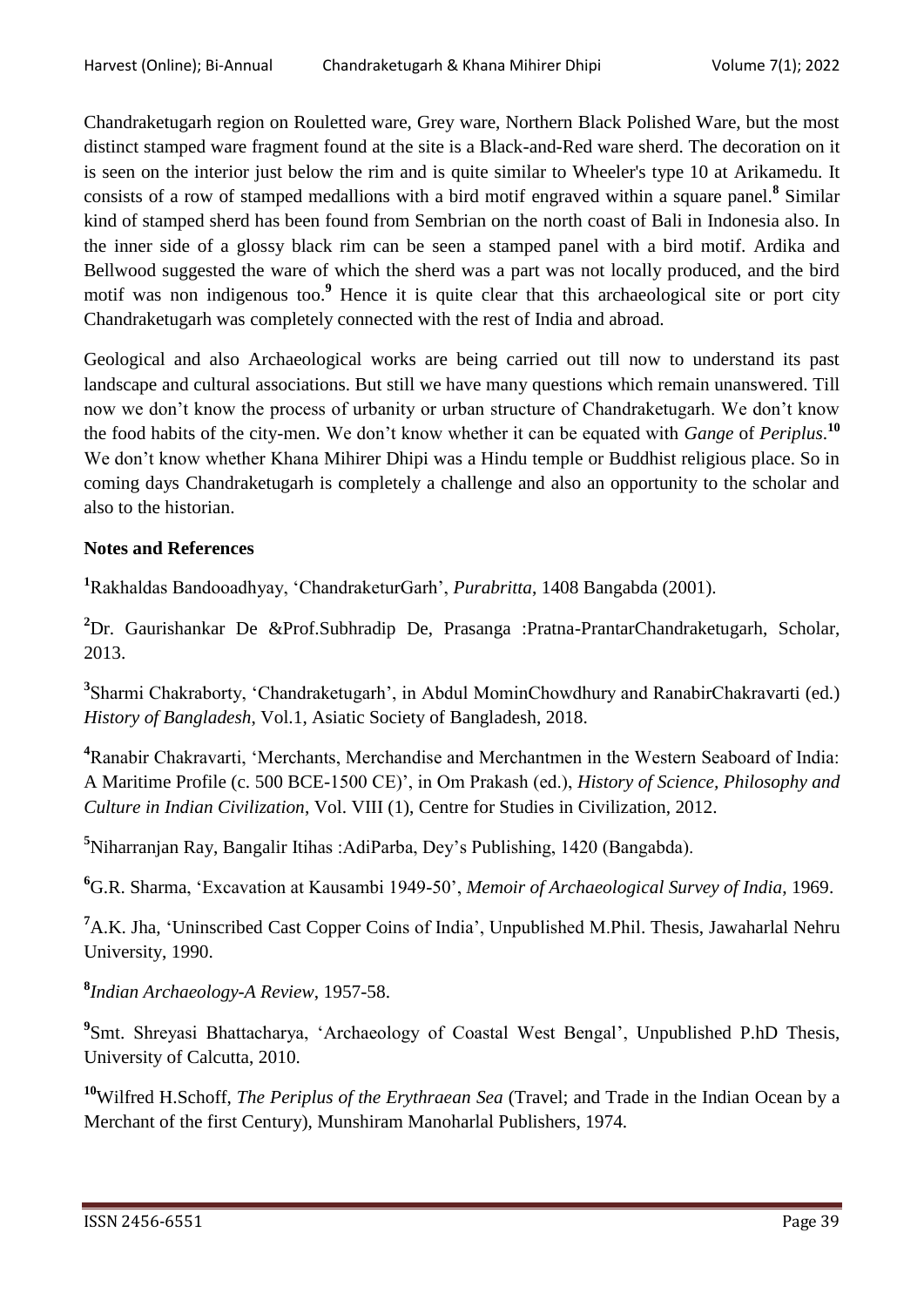Chandraketugarh region on Rouletted ware, Grey ware, Northern Black Polished Ware, but the most distinct stamped ware fragment found at the site is a Black-and-Red ware sherd. The decoration on it is seen on the interior just below the rim and is quite similar to Wheeler's type 10 at Arikamedu. It consists of a row of stamped medallions with a bird motif engraved within a square panel.[8] Similar kind of stamped sherd has been found from Sembrian on the north coast of Bali in Indonesia also. In the inner side of a glossy black rim can be seen a stamped panel with a bird motif. Ardika and Bellwood suggested the ware of which the sherd was a part was not locally produced, and the bird motif was non indigenous too.[9] Hence it is quite clear that this archaeological site or port city Chandraketugarh was completely connected with the rest of India and abroad.

Geological and also Archaeological works are being carried out till now to understand its past landscape and cultural associations. But still we have many questions which remain unanswered. Till now we don't know the process of urbanity or urban structure of Chandraketugarh. We don't know the food habits of the city-men. We don't know whether it can be equated with *Gange* of *Periplus*.[10] We don't know whether Khana Mihirer Dhipi was a Hindu temple or Buddhist religious place. So in coming days Chandraketugarh is completely a challenge and also an opportunity to the scholar and also to the historian.

**Notes and References**

[1]Rakhaldas Bandooadhyay, 'ChandraketurGarh', *Purabritta*, 1408 Bangabda (2001).

[2]Dr. Gaurishankar De &Prof.Subhradip De, Prasanga :Pratna-PrantarChandraketugarh, Scholar, 2013.

[3]Sharmi Chakraborty, 'Chandraketugarh', in Abdul MominChowdhury and RanabirChakravarti (ed.) *History of Bangladesh*, Vol.1, Asiatic Society of Bangladesh, 2018.

[4]Ranabir Chakravarti, 'Merchants, Merchandise and Merchantmen in the Western Seaboard of India: A Maritime Profile (c. 500 BCE-1500 CE)', in Om Prakash (ed.), *History of Science, Philosophy and Culture in Indian Civilization*, Vol. VIII (1), Centre for Studies in Civilization, 2012.

[5]Niharranjan Ray, Bangalir Itihas :AdiParba, Dey's Publishing, 1420 (Bangabda).

[6]G.R. Sharma, 'Excavation at Kausambi 1949-50', *Memoir of Archaeological Survey of India*, 1969.

[7]A.K. Jha, 'Uninscribed Cast Copper Coins of India', Unpublished M.Phil. Thesis, Jawaharlal Nehru University, 1990.

[8]*Indian Archaeology-A Review*, 1957-58.

[9]Smt. Shreyasi Bhattacharya, 'Archaeology of Coastal West Bengal', Unpublished P.hD Thesis, University of Calcutta, 2010.

[10]Wilfred H.Schoff, *The Periplus of the Erythraean Sea* (Travel; and Trade in the Indian Ocean by a Merchant of the first Century), Munshiram Manoharlal Publishers, 1974.